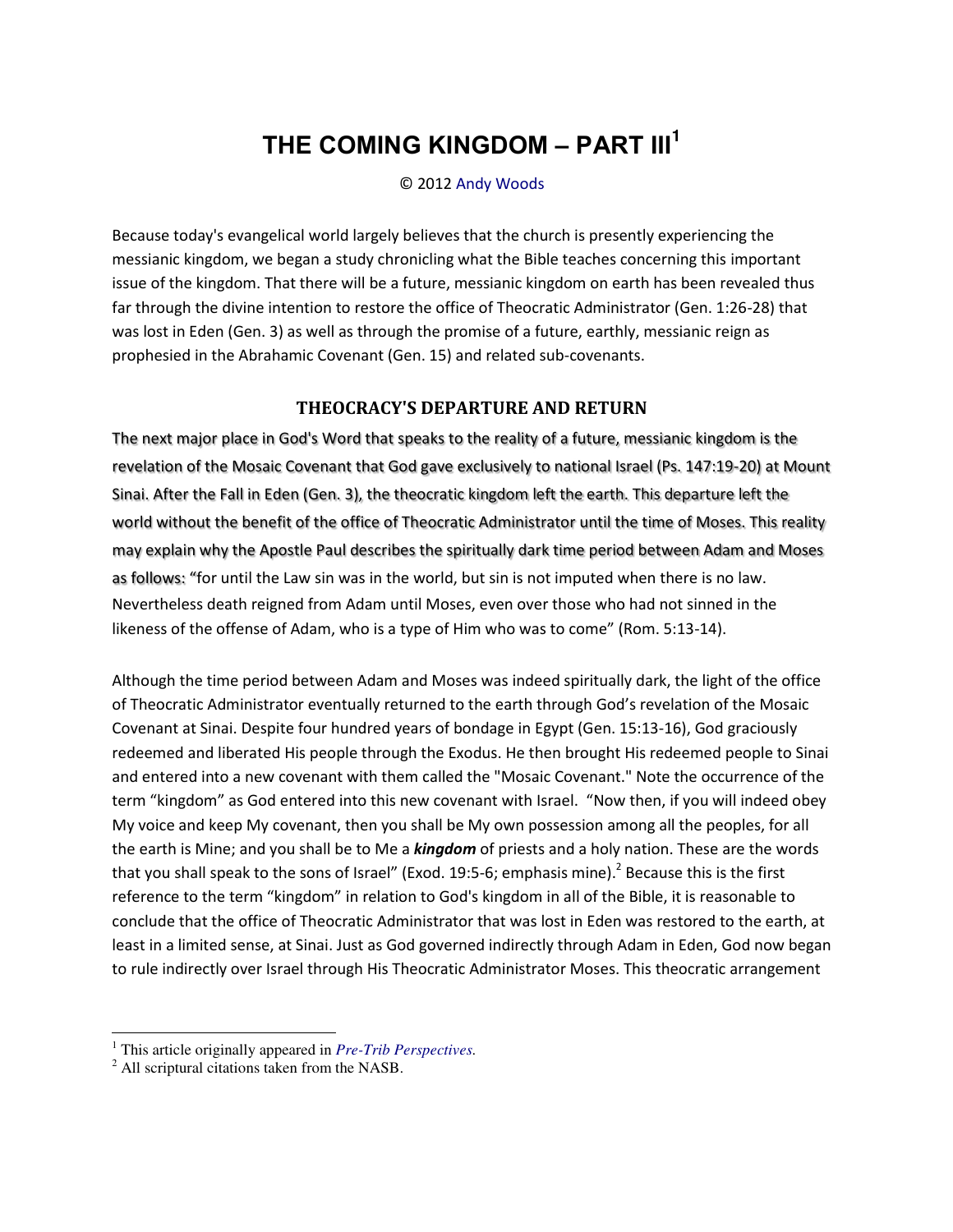# THE COMING KINGDOM – PART III[1]

© 2012 Andy Woods

Because today's evangelical world largely believes that the church is presently experiencing the messianic kingdom, we began a study chronicling what the Bible teaches concerning this important issue of the kingdom. That there will be a future, messianic kingdom on earth has been revealed thus far through the divine intention to restore the office of Theocratic Administrator (Gen. 1:26-28) that was lost in Eden (Gen. 3) as well as through the promise of a future, earthly, messianic reign as prophesied in the Abrahamic Covenant (Gen. 15) and related sub-covenants.

## THEOCRACY'S DEPARTURE AND RETURN

The next major place in God's Word that speaks to the reality of a future, messianic kingdom is the revelation of the Mosaic Covenant that God gave exclusively to national Israel (Ps. 147:19-20) at Mount Sinai. After the Fall in Eden (Gen. 3), the theocratic kingdom left the earth. This departure left the world without the benefit of the office of Theocratic Administrator until the time of Moses. This reality may explain why the Apostle Paul describes the spiritually dark time period between Adam and Moses as follows: "for until the Law sin was in the world, but sin is not imputed when there is no law. Nevertheless death reigned from Adam until Moses, even over those who had not sinned in the likeness of the offense of Adam, who is a type of Him who was to come" (Rom. 5:13-14).

Although the time period between Adam and Moses was indeed spiritually dark, the light of the office of Theocratic Administrator eventually returned to the earth through God's revelation of the Mosaic Covenant at Sinai. Despite four hundred years of bondage in Egypt (Gen. 15:13-16), God graciously redeemed and liberated His people through the Exodus. He then brought His redeemed people to Sinai and entered into a new covenant with them called the "Mosaic Covenant." Note the occurrence of the term "kingdom" as God entered into this new covenant with Israel. "Now then, if you will indeed obey My voice and keep My covenant, then you shall be My own possession among all the peoples, for all the earth is Mine; and you shall be to Me a ***kingdom*** of priests and a holy nation. These are the words that you shall speak to the sons of Israel" (Exod. 19:5-6; emphasis mine).[2] Because this is the first reference to the term "kingdom" in relation to God's kingdom in all of the Bible, it is reasonable to conclude that the office of Theocratic Administrator that was lost in Eden was restored to the earth, at least in a limited sense, at Sinai. Just as God governed indirectly through Adam in Eden, God now began to rule indirectly over Israel through His Theocratic Administrator Moses. This theocratic arrangement

---

[1] This article originally appeared in *Pre-Trib Perspectives.*

[2] All scriptural citations taken from the NASB.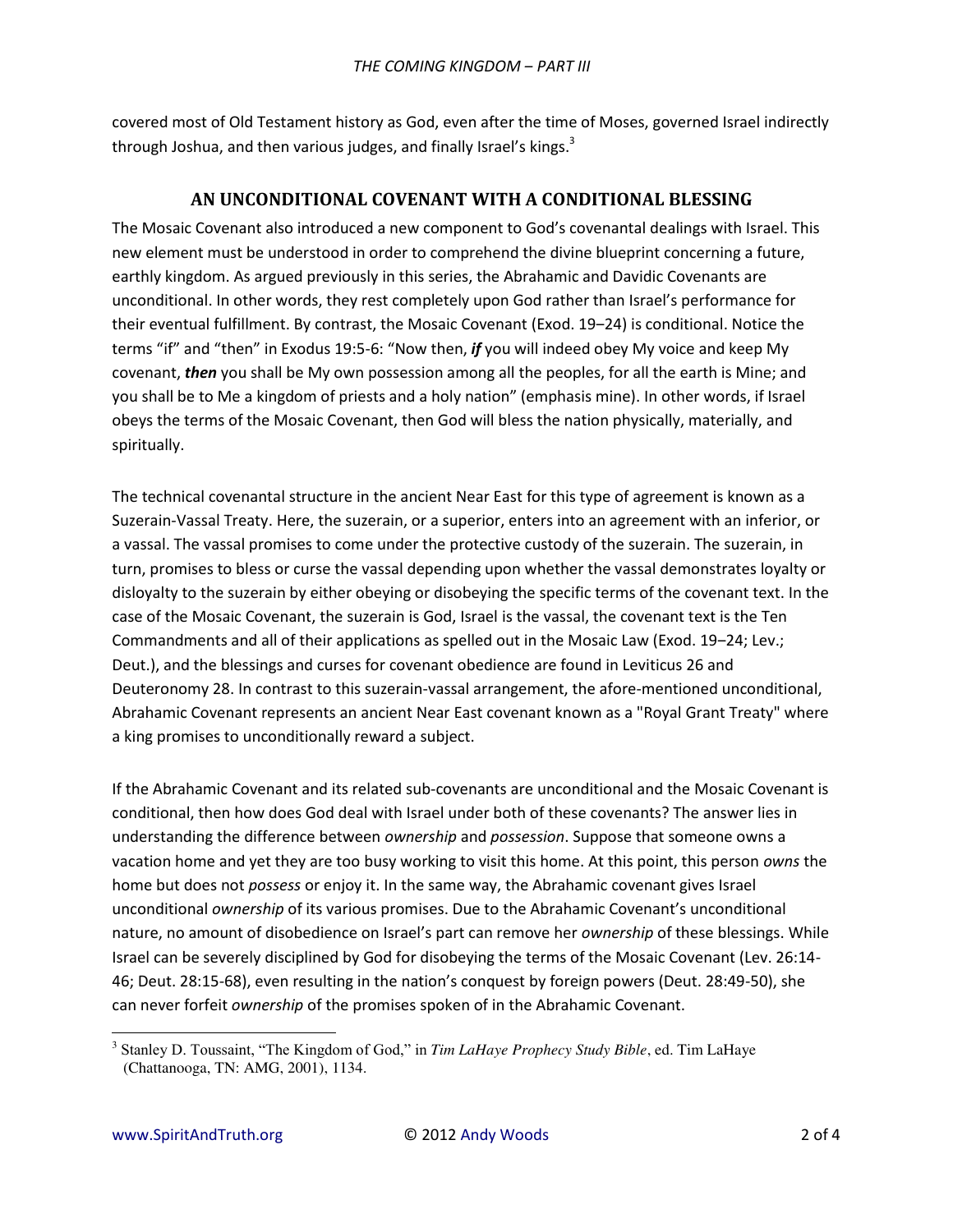covered most of Old Testament history as God, even after the time of Moses, governed Israel indirectly through Joshua, and then various judges, and finally Israel's kings.[3]

## AN UNCONDITIONAL COVENANT WITH A CONDITIONAL BLESSING

The Mosaic Covenant also introduced a new component to God's covenantal dealings with Israel. This new element must be understood in order to comprehend the divine blueprint concerning a future, earthly kingdom. As argued previously in this series, the Abrahamic and Davidic Covenants are unconditional. In other words, they rest completely upon God rather than Israel's performance for their eventual fulfillment. By contrast, the Mosaic Covenant (Exod. 19–24) is conditional. Notice the terms "if" and "then" in Exodus 19:5-6: "Now then, ***if*** you will indeed obey My voice and keep My covenant, ***then*** you shall be My own possession among all the peoples, for all the earth is Mine; and you shall be to Me a kingdom of priests and a holy nation" (emphasis mine). In other words, if Israel obeys the terms of the Mosaic Covenant, then God will bless the nation physically, materially, and spiritually.

The technical covenantal structure in the ancient Near East for this type of agreement is known as a Suzerain-Vassal Treaty. Here, the suzerain, or a superior, enters into an agreement with an inferior, or a vassal. The vassal promises to come under the protective custody of the suzerain. The suzerain, in turn, promises to bless or curse the vassal depending upon whether the vassal demonstrates loyalty or disloyalty to the suzerain by either obeying or disobeying the specific terms of the covenant text. In the case of the Mosaic Covenant, the suzerain is God, Israel is the vassal, the covenant text is the Ten Commandments and all of their applications as spelled out in the Mosaic Law (Exod. 19–24; Lev.; Deut.), and the blessings and curses for covenant obedience are found in Leviticus 26 and Deuteronomy 28. In contrast to this suzerain-vassal arrangement, the afore-mentioned unconditional, Abrahamic Covenant represents an ancient Near East covenant known as a "Royal Grant Treaty" where a king promises to unconditionally reward a subject.

If the Abrahamic Covenant and its related sub-covenants are unconditional and the Mosaic Covenant is conditional, then how does God deal with Israel under both of these covenants? The answer lies in understanding the difference between *ownership* and *possession*. Suppose that someone owns a vacation home and yet they are too busy working to visit this home. At this point, this person *owns* the home but does not *possess* or enjoy it. In the same way, the Abrahamic covenant gives Israel unconditional *ownership* of its various promises. Due to the Abrahamic Covenant's unconditional nature, no amount of disobedience on Israel's part can remove her *ownership* of these blessings. While Israel can be severely disciplined by God for disobeying the terms of the Mosaic Covenant (Lev. 26:14-46; Deut. 28:15-68), even resulting in the nation's conquest by foreign powers (Deut. 28:49-50), she can never forfeit *ownership* of the promises spoken of in the Abrahamic Covenant.

---

[3] Stanley D. Toussaint, "The Kingdom of God," in *Tim LaHaye Prophecy Study Bible*, ed. Tim LaHaye (Chattanooga, TN: AMG, 2001), 1134.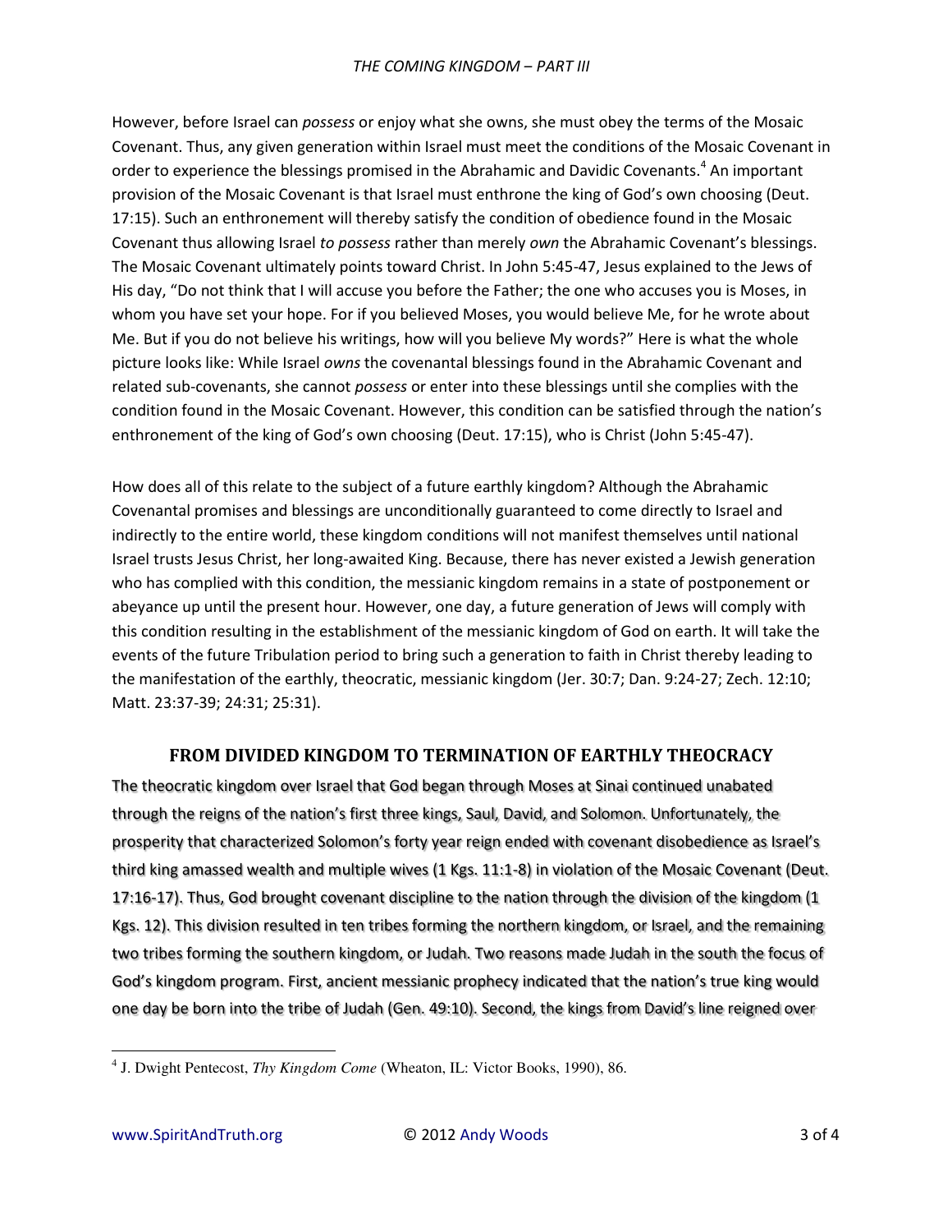However, before Israel can *possess* or enjoy what she owns, she must obey the terms of the Mosaic Covenant. Thus, any given generation within Israel must meet the conditions of the Mosaic Covenant in order to experience the blessings promised in the Abrahamic and Davidic Covenants.[4] An important provision of the Mosaic Covenant is that Israel must enthrone the king of God's own choosing (Deut. 17:15). Such an enthronement will thereby satisfy the condition of obedience found in the Mosaic Covenant thus allowing Israel *to possess* rather than merely *own* the Abrahamic Covenant's blessings. The Mosaic Covenant ultimately points toward Christ. In John 5:45-47, Jesus explained to the Jews of His day, "Do not think that I will accuse you before the Father; the one who accuses you is Moses, in whom you have set your hope. For if you believed Moses, you would believe Me, for he wrote about Me. But if you do not believe his writings, how will you believe My words?" Here is what the whole picture looks like: While Israel *owns* the covenantal blessings found in the Abrahamic Covenant and related sub-covenants, she cannot *possess* or enter into these blessings until she complies with the condition found in the Mosaic Covenant. However, this condition can be satisfied through the nation's enthronement of the king of God's own choosing (Deut. 17:15), who is Christ (John 5:45-47).

How does all of this relate to the subject of a future earthly kingdom? Although the Abrahamic Covenantal promises and blessings are unconditionally guaranteed to come directly to Israel and indirectly to the entire world, these kingdom conditions will not manifest themselves until national Israel trusts Jesus Christ, her long-awaited King. Because, there has never existed a Jewish generation who has complied with this condition, the messianic kingdom remains in a state of postponement or abeyance up until the present hour. However, one day, a future generation of Jews will comply with this condition resulting in the establishment of the messianic kingdom of God on earth. It will take the events of the future Tribulation period to bring such a generation to faith in Christ thereby leading to the manifestation of the earthly, theocratic, messianic kingdom (Jer. 30:7; Dan. 9:24-27; Zech. 12:10; Matt. 23:37-39; 24:31; 25:31).

## FROM DIVIDED KINGDOM TO TERMINATION OF EARTHLY THEOCRACY

The theocratic kingdom over Israel that God began through Moses at Sinai continued unabated through the reigns of the nation's first three kings, Saul, David, and Solomon. Unfortunately, the prosperity that characterized Solomon's forty year reign ended with covenant disobedience as Israel's third king amassed wealth and multiple wives (1 Kgs. 11:1-8) in violation of the Mosaic Covenant (Deut. 17:16-17). Thus, God brought covenant discipline to the nation through the division of the kingdom (1 Kgs. 12). This division resulted in ten tribes forming the northern kingdom, or Israel, and the remaining two tribes forming the southern kingdom, or Judah. Two reasons made Judah in the south the focus of God's kingdom program. First, ancient messianic prophecy indicated that the nation's true king would one day be born into the tribe of Judah (Gen. 49:10). Second, the kings from David's line reigned over

---

[4] J. Dwight Pentecost, *Thy Kingdom Come* (Wheaton, IL: Victor Books, 1990), 86.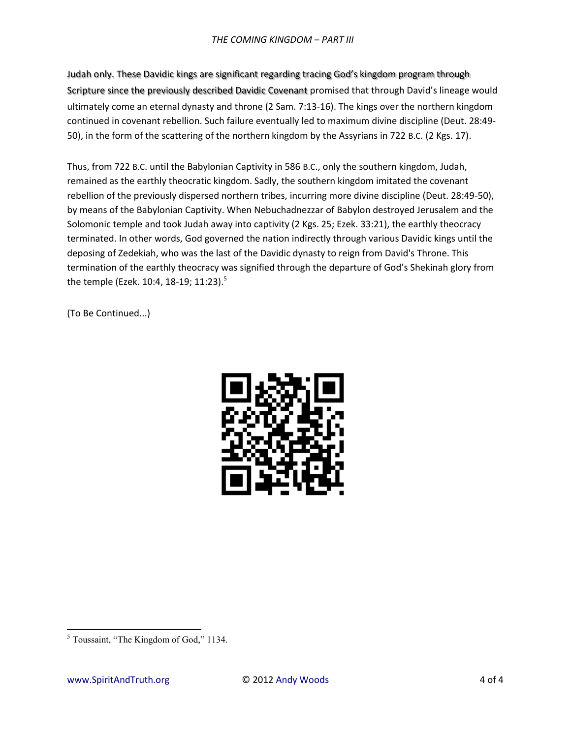Judah only. These Davidic kings are significant regarding tracing God's kingdom program through Scripture since the previously described Davidic Covenant promised that through David's lineage would ultimately come an eternal dynasty and throne (2 Sam. 7:13-16). The kings over the northern kingdom continued in covenant rebellion. Such failure eventually led to maximum divine discipline (Deut. 28:49-50), in the form of the scattering of the northern kingdom by the Assyrians in 722 B.C. (2 Kgs. 17).

Thus, from 722 B.C. until the Babylonian Captivity in 586 B.C., only the southern kingdom, Judah, remained as the earthly theocratic kingdom. Sadly, the southern kingdom imitated the covenant rebellion of the previously dispersed northern tribes, incurring more divine discipline (Deut. 28:49-50), by means of the Babylonian Captivity. When Nebuchadnezzar of Babylon destroyed Jerusalem and the Solomonic temple and took Judah away into captivity (2 Kgs. 25; Ezek. 33:21), the earthly theocracy terminated. In other words, God governed the nation indirectly through various Davidic kings until the deposing of Zedekiah, who was the last of the Davidic dynasty to reign from David's Throne. This termination of the earthly theocracy was signified through the departure of God's Shekinah glory from the temple (Ezek. 10:4, 18-19; 11:23).[5]

(To Be Continued...)

[5] Toussaint, "The Kingdom of God," 1134.